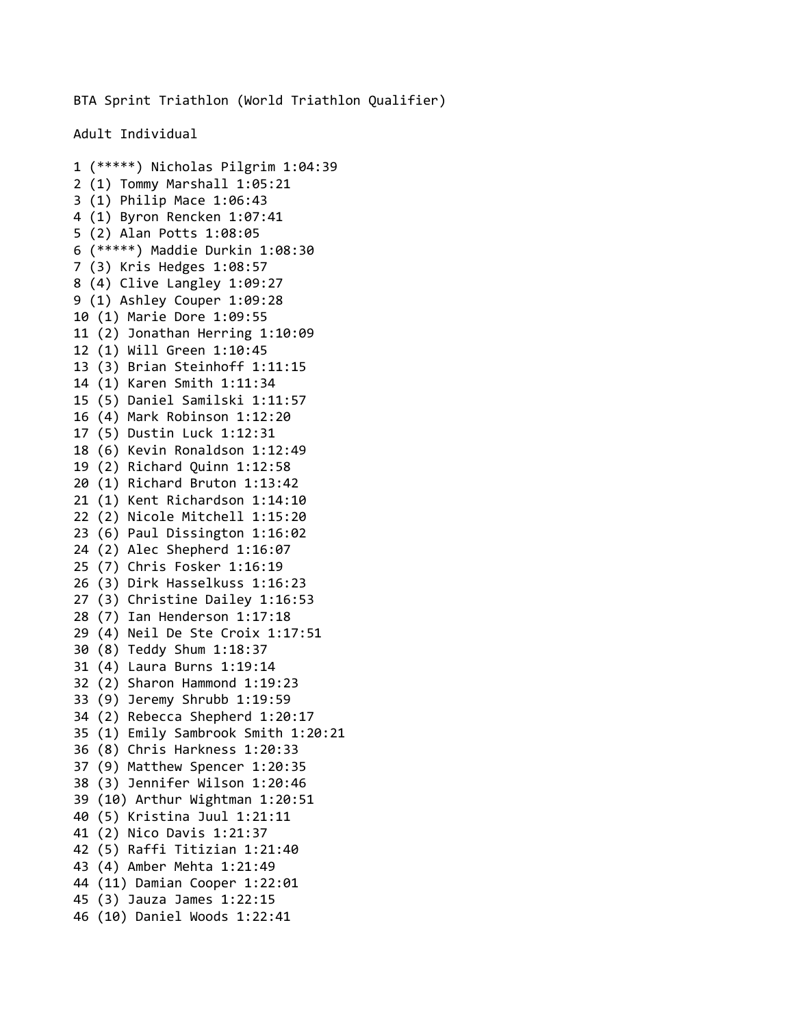BTA Sprint Triathlon (World Triathlon Qualifier)

Adult Individual

1 (*****) Nicholas Pilgrim 1:04:39
2 (1) Tommy Marshall 1:05:21
3 (1) Philip Mace 1:06:43
4 (1) Byron Rencken 1:07:41
5 (2) Alan Potts 1:08:05
6 (*****) Maddie Durkin 1:08:30
7 (3) Kris Hedges 1:08:57
8 (4) Clive Langley 1:09:27
9 (1) Ashley Couper 1:09:28
10 (1) Marie Dore 1:09:55
11 (2) Jonathan Herring 1:10:09
12 (1) Will Green 1:10:45
13 (3) Brian Steinhoff 1:11:15
14 (1) Karen Smith 1:11:34
15 (5) Daniel Samilski 1:11:57
16 (4) Mark Robinson 1:12:20
17 (5) Dustin Luck 1:12:31
18 (6) Kevin Ronaldson 1:12:49
19 (2) Richard Quinn 1:12:58
20 (1) Richard Bruton 1:13:42
21 (1) Kent Richardson 1:14:10
22 (2) Nicole Mitchell 1:15:20
23 (6) Paul Dissington 1:16:02
24 (2) Alec Shepherd 1:16:07
25 (7) Chris Fosker 1:16:19
26 (3) Dirk Hasselkuss 1:16:23
27 (3) Christine Dailey 1:16:53
28 (7) Ian Henderson 1:17:18
29 (4) Neil De Ste Croix 1:17:51
30 (8) Teddy Shum 1:18:37
31 (4) Laura Burns 1:19:14
32 (2) Sharon Hammond 1:19:23
33 (9) Jeremy Shrubb 1:19:59
34 (2) Rebecca Shepherd 1:20:17
35 (1) Emily Sambrook Smith 1:20:21
36 (8) Chris Harkness 1:20:33
37 (9) Matthew Spencer 1:20:35
38 (3) Jennifer Wilson 1:20:46
39 (10) Arthur Wightman 1:20:51
40 (5) Kristina Juul 1:21:11
41 (2) Nico Davis 1:21:37
42 (5) Raffi Titizian 1:21:40
43 (4) Amber Mehta 1:21:49
44 (11) Damian Cooper 1:22:01
45 (3) Jauza James 1:22:15
46 (10) Daniel Woods 1:22:41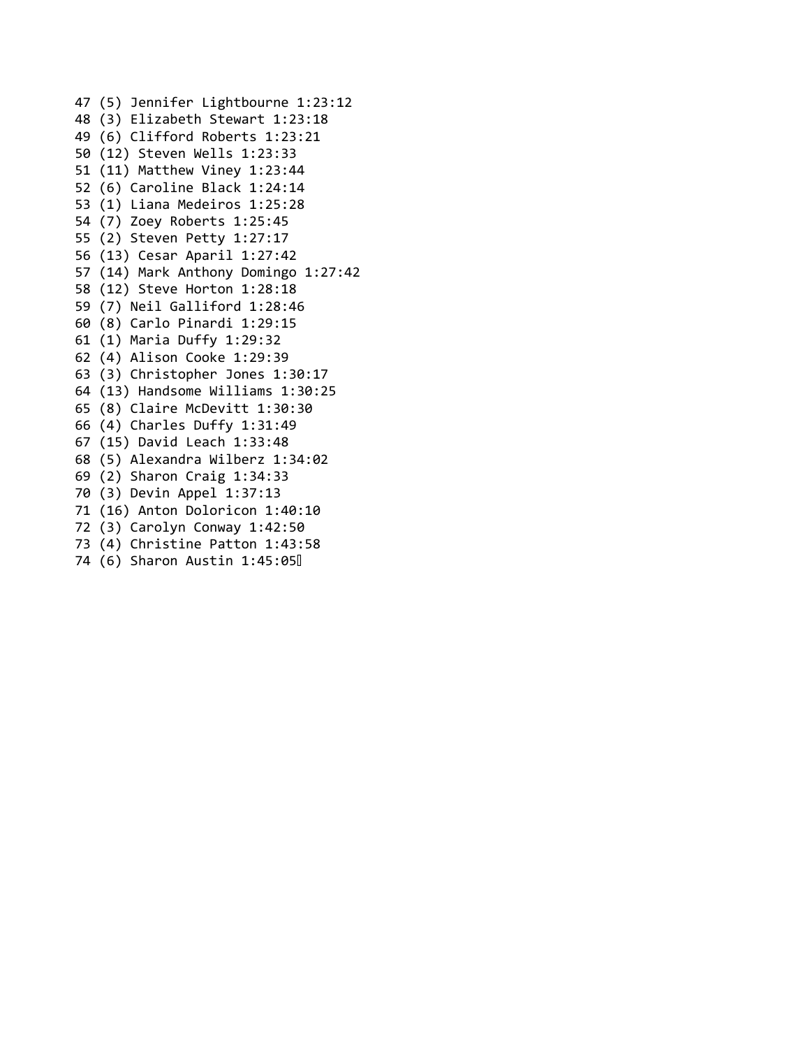47 (5) Jennifer Lightbourne 1:23:12
48 (3) Elizabeth Stewart 1:23:18
49 (6) Clifford Roberts 1:23:21
50 (12) Steven Wells 1:23:33
51 (11) Matthew Viney 1:23:44
52 (6) Caroline Black 1:24:14
53 (1) Liana Medeiros 1:25:28
54 (7) Zoey Roberts 1:25:45
55 (2) Steven Petty 1:27:17
56 (13) Cesar Aparil 1:27:42
57 (14) Mark Anthony Domingo 1:27:42
58 (12) Steve Horton 1:28:18
59 (7) Neil Galliford 1:28:46
60 (8) Carlo Pinardi 1:29:15
61 (1) Maria Duffy 1:29:32
62 (4) Alison Cooke 1:29:39
63 (3) Christopher Jones 1:30:17
64 (13) Handsome Williams 1:30:25
65 (8) Claire McDevitt 1:30:30
66 (4) Charles Duffy 1:31:49
67 (15) David Leach 1:33:48
68 (5) Alexandra Wilberz 1:34:02
69 (2) Sharon Craig 1:34:33
70 (3) Devin Appel 1:37:13
71 (16) Anton Doloricon 1:40:10
72 (3) Carolyn Conway 1:42:50
73 (4) Christine Patton 1:43:58
74 (6) Sharon Austin 1:45:05